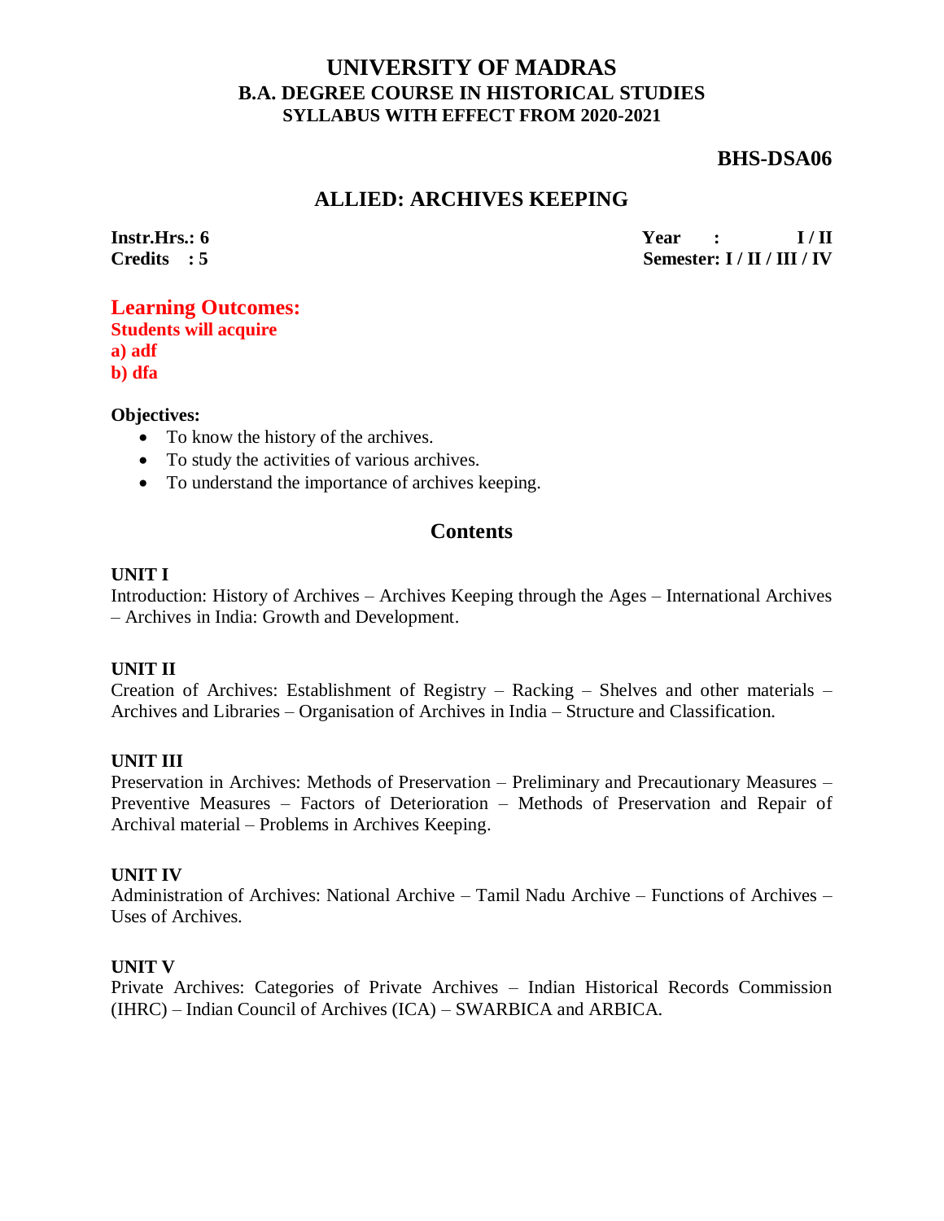# UNIVERSITY OF MADRAS
## B.A. DEGREE COURSE IN HISTORICAL STUDIES
### SYLLABUS WITH EFFECT FROM 2020-2021

**BHS-DSA06**

## ALLIED: ARCHIVES KEEPING

**Instr.Hrs.: 6** | **Year : I / II**
**Credits : 5** | **Semester: I / II / III / IV**

**Learning Outcomes:**
**Students will acquire**
**a) adf**
**b) dfa**

**Objectives:**

- To know the history of the archives.
- To study the activities of various archives.
- To understand the importance of archives keeping.

## Contents

**UNIT I**
Introduction: History of Archives – Archives Keeping through the Ages – International Archives – Archives in India: Growth and Development.

**UNIT II**
Creation of Archives: Establishment of Registry – Racking – Shelves and other materials – Archives and Libraries – Organisation of Archives in India – Structure and Classification.

**UNIT III**
Preservation in Archives: Methods of Preservation – Preliminary and Precautionary Measures – Preventive Measures – Factors of Deterioration – Methods of Preservation and Repair of Archival material – Problems in Archives Keeping.

**UNIT IV**
Administration of Archives: National Archive – Tamil Nadu Archive – Functions of Archives – Uses of Archives.

**UNIT V**
Private Archives: Categories of Private Archives – Indian Historical Records Commission (IHRC) – Indian Council of Archives (ICA) – SWARBICA and ARBICA.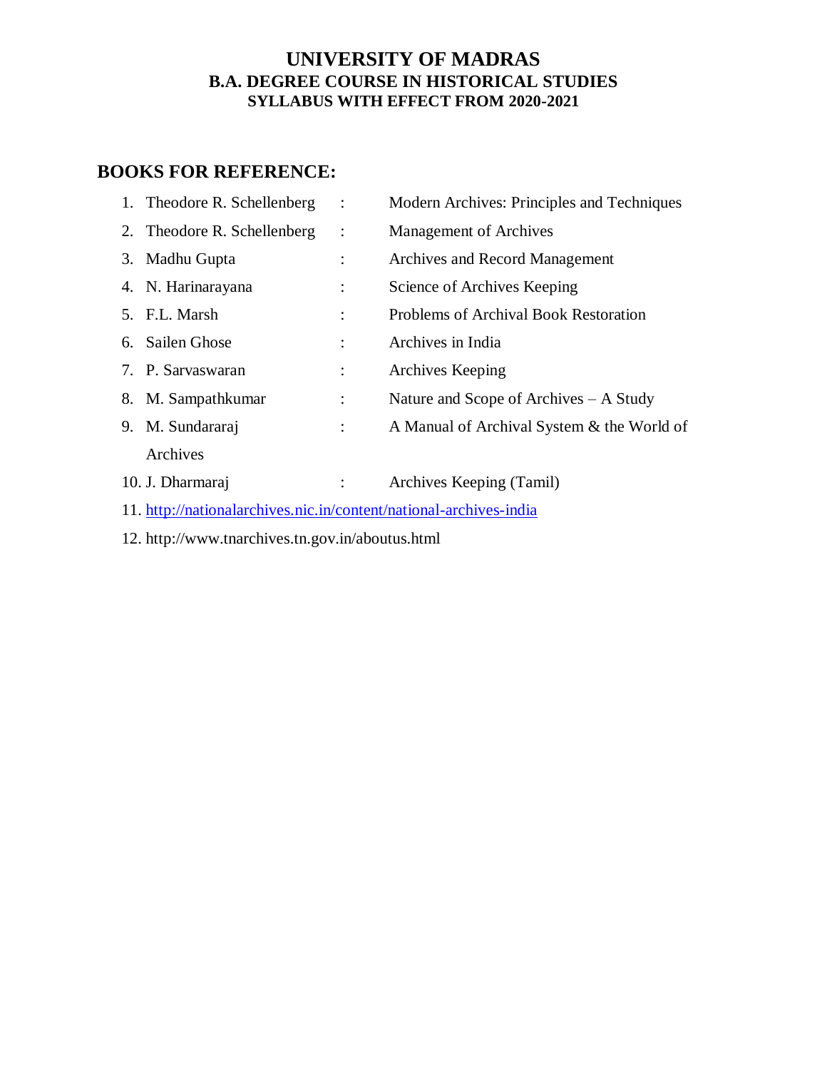# UNIVERSITY OF MADRAS
## B.A. DEGREE COURSE IN HISTORICAL STUDIES
### SYLLABUS WITH EFFECT FROM 2020-2021

## BOOKS FOR REFERENCE:

1. Theodore R. Schellenberg : Modern Archives: Principles and Techniques
2. Theodore R. Schellenberg : Management of Archives
3. Madhu Gupta : Archives and Record Management
4. N. Harinarayana : Science of Archives Keeping
5. F.L. Marsh : Problems of Archival Book Restoration
6. Sailen Ghose : Archives in India
7. P. Sarvaswaran : Archives Keeping
8. M. Sampathkumar : Nature and Scope of Archives – A Study
9. M. Sundararaj : A Manual of Archival System & the World of Archives
10. J. Dharmaraj : Archives Keeping (Tamil)
11. http://nationalarchives.nic.in/content/national-archives-india
12. http://www.tnarchives.tn.gov.in/aboutus.html